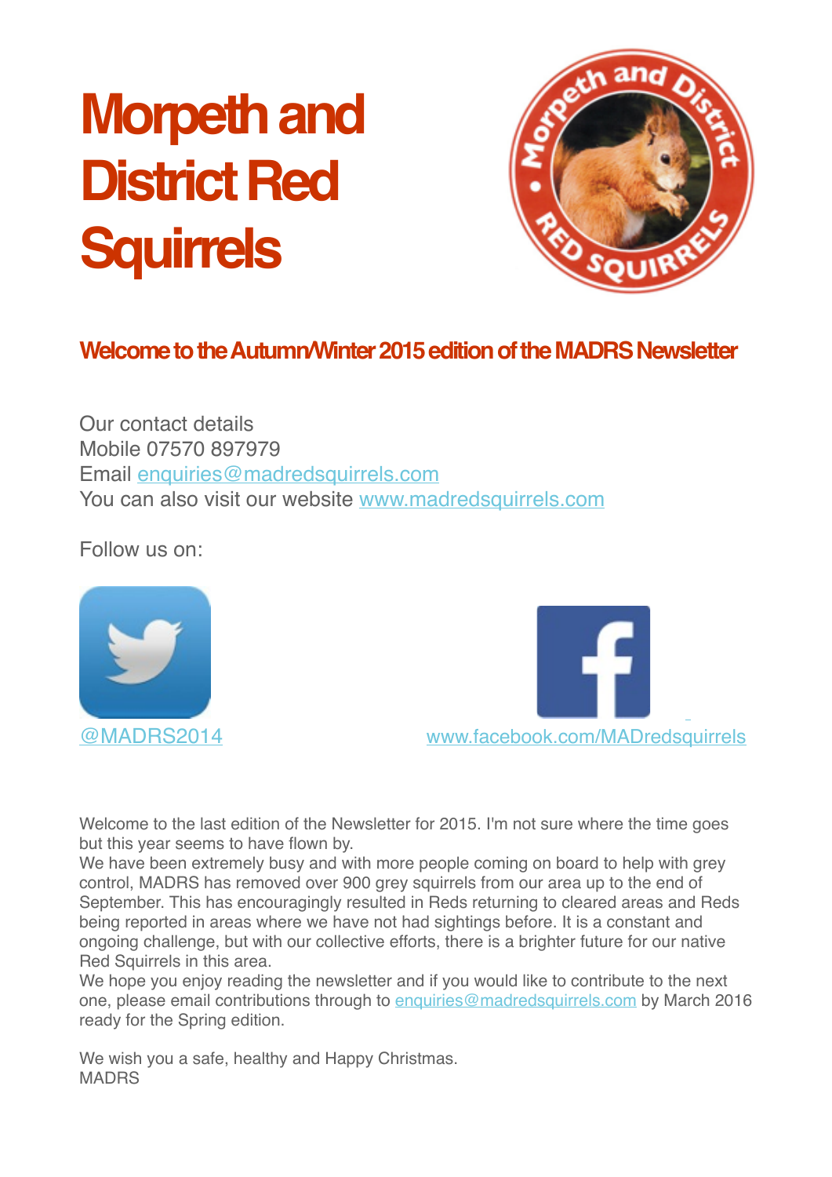# Morpeth and District Red Squirrels

## Welcome to the Autumn/Winter 2015 edition of the MADRS Newsletter

Our contact details
Mobile 07570 897979
Email enquiries@madredsquirrels.com
You can also visit our website www.madredsquirrels.com

Follow us on:

@MADRS2014

www.facebook.com/MADredsquirrels

Welcome to the last edition of the Newsletter for 2015. I'm not sure where the time goes but this year seems to have flown by.
We have been extremely busy and with more people coming on board to help with grey control, MADRS has removed over 900 grey squirrels from our area up to the end of September. This has encouragingly resulted in Reds returning to cleared areas and Reds being reported in areas where we have not had sightings before. It is a constant and ongoing challenge, but with our collective efforts, there is a brighter future for our native Red Squirrels in this area.
We hope you enjoy reading the newsletter and if you would like to contribute to the next one, please email contributions through to enquiries@madredsquirrels.com by March 2016 ready for the Spring edition.

We wish you a safe, healthy and Happy Christmas.
MADRS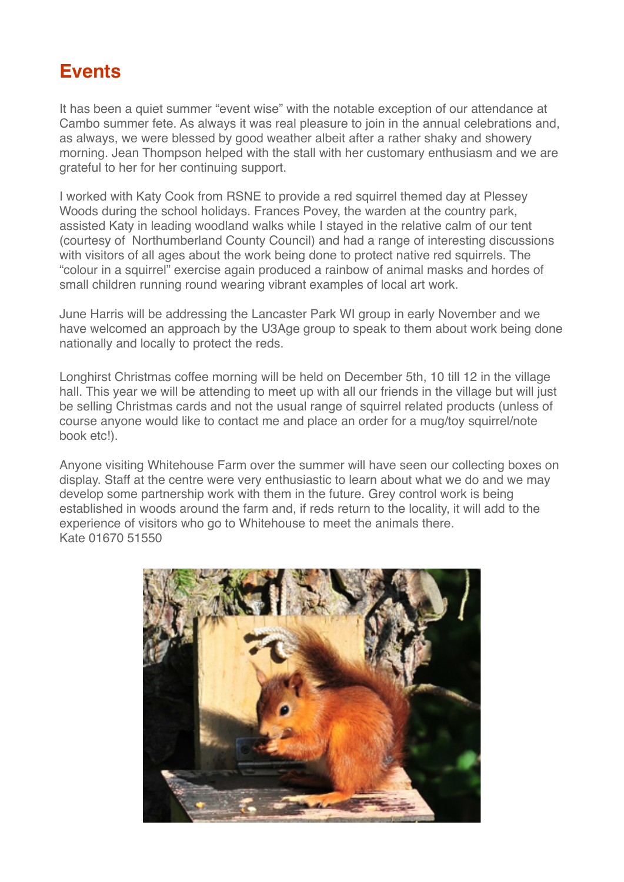# Events

It has been a quiet summer "event wise" with the notable exception of our attendance at Cambo summer fete. As always it was real pleasure to join in the annual celebrations and, as always, we were blessed by good weather albeit after a rather shaky and showery morning. Jean Thompson helped with the stall with her customary enthusiasm and we are grateful to her for her continuing support.

I worked with Katy Cook from RSNE to provide a red squirrel themed day at Plessey Woods during the school holidays. Frances Povey, the warden at the country park, assisted Katy in leading woodland walks while I stayed in the relative calm of our tent (courtesy of Northumberland County Council) and had a range of interesting discussions with visitors of all ages about the work being done to protect native red squirrels. The "colour in a squirrel" exercise again produced a rainbow of animal masks and hordes of small children running round wearing vibrant examples of local art work.

June Harris will be addressing the Lancaster Park WI group in early November and we have welcomed an approach by the U3Age group to speak to them about work being done nationally and locally to protect the reds.

Longhirst Christmas coffee morning will be held on December 5th, 10 till 12 in the village hall. This year we will be attending to meet up with all our friends in the village but will just be selling Christmas cards and not the usual range of squirrel related products (unless of course anyone would like to contact me and place an order for a mug/toy squirrel/note book etc!).

Anyone visiting Whitehouse Farm over the summer will have seen our collecting boxes on display. Staff at the centre were very enthusiastic to learn about what we do and we may develop some partnership work with them in the future. Grey control work is being established in woods around the farm and, if reds return to the locality, it will add to the experience of visitors who go to Whitehouse to meet the animals there.
Kate 01670 51550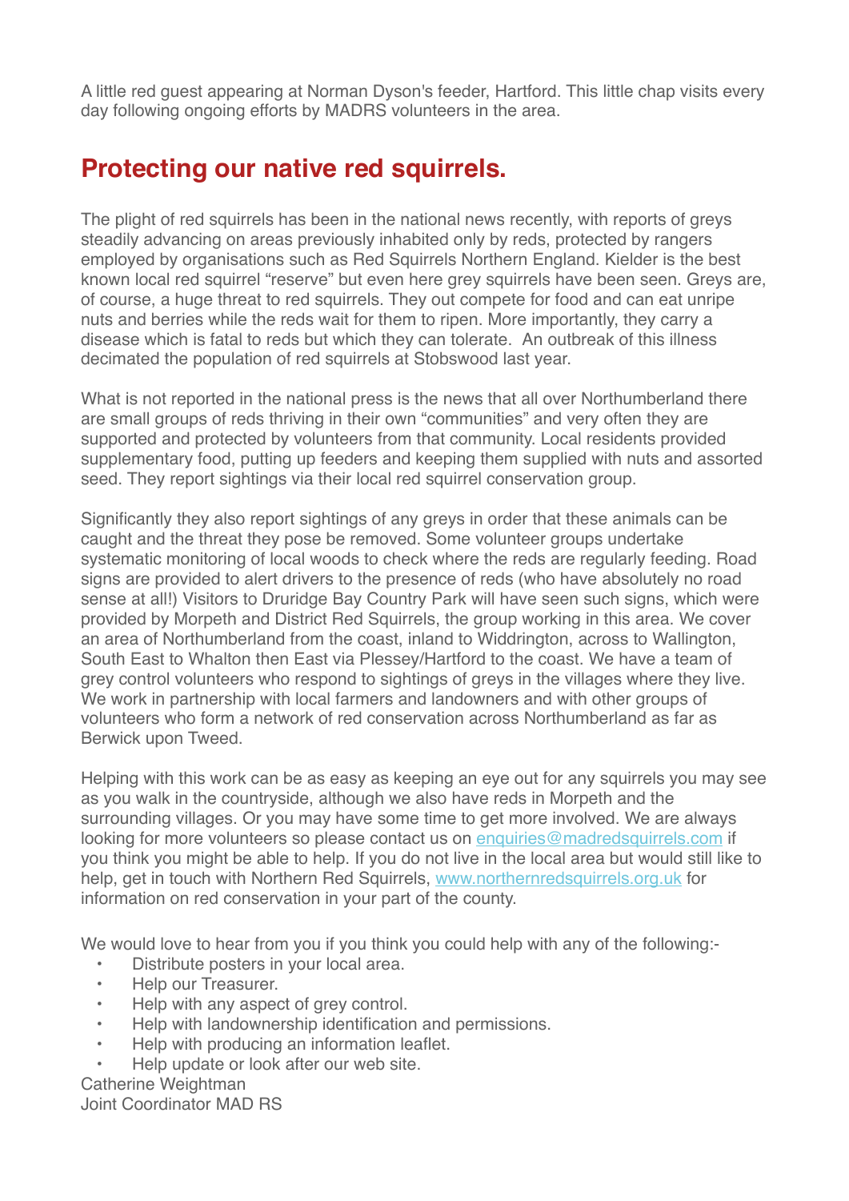A little red guest appearing at Norman Dyson's feeder, Hartford. This little chap visits every day following ongoing efforts by MADRS volunteers in the area.

## Protecting our native red squirrels.

The plight of red squirrels has been in the national news recently, with reports of greys steadily advancing on areas previously inhabited only by reds, protected by rangers employed by organisations such as Red Squirrels Northern England. Kielder is the best known local red squirrel "reserve" but even here grey squirrels have been seen. Greys are, of course, a huge threat to red squirrels. They out compete for food and can eat unripe nuts and berries while the reds wait for them to ripen. More importantly, they carry a disease which is fatal to reds but which they can tolerate. An outbreak of this illness decimated the population of red squirrels at Stobswood last year.

What is not reported in the national press is the news that all over Northumberland there are small groups of reds thriving in their own "communities" and very often they are supported and protected by volunteers from that community. Local residents provided supplementary food, putting up feeders and keeping them supplied with nuts and assorted seed. They report sightings via their local red squirrel conservation group.

Significantly they also report sightings of any greys in order that these animals can be caught and the threat they pose be removed. Some volunteer groups undertake systematic monitoring of local woods to check where the reds are regularly feeding. Road signs are provided to alert drivers to the presence of reds (who have absolutely no road sense at all!) Visitors to Druridge Bay Country Park will have seen such signs, which were provided by Morpeth and District Red Squirrels, the group working in this area. We cover an area of Northumberland from the coast, inland to Widdrington, across to Wallington, South East to Whalton then East via Plessey/Hartford to the coast. We have a team of grey control volunteers who respond to sightings of greys in the villages where they live. We work in partnership with local farmers and landowners and with other groups of volunteers who form a network of red conservation across Northumberland as far as Berwick upon Tweed.

Helping with this work can be as easy as keeping an eye out for any squirrels you may see as you walk in the countryside, although we also have reds in Morpeth and the surrounding villages. Or you may have some time to get more involved. We are always looking for more volunteers so please contact us on [enquiries@madredsquirrels.com](mailto:enquiries@madredsquirrels.com) if you think you might be able to help. If you do not live in the local area but would still like to help, get in touch with Northern Red Squirrels, [www.northernredsquirrels.org.uk](http://www.northernredsquirrels.org.uk) for information on red conservation in your part of the county.

We would love to hear from you if you think you could help with any of the following:-

- Distribute posters in your local area.
- Help our Treasurer.
- Help with any aspect of grey control.
- Help with landownership identification and permissions.
- Help with producing an information leaflet.
- Help update or look after our web site.

Catherine Weightman
Joint Coordinator MAD RS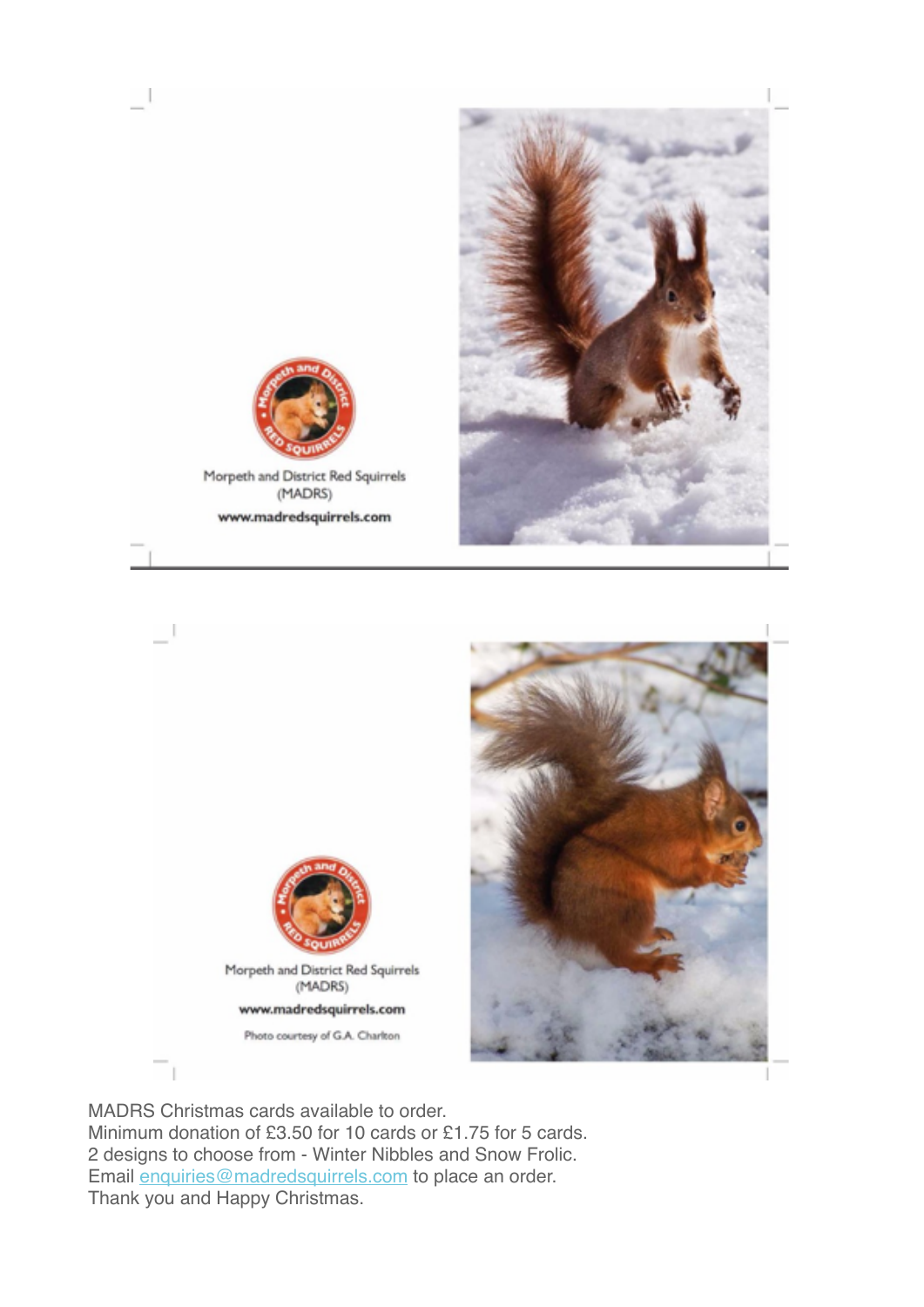Morpeth and District Red Squirrels
(MADRS)

www.madredsquirrels.com

Morpeth and District Red Squirrels
(MADRS)

www.madredsquirrels.com

Photo courtesy of G.A. Charlton

MADRS Christmas cards available to order.
Minimum donation of £3.50 for 10 cards or £1.75 for 5 cards.
2 designs to choose from - Winter Nibbles and Snow Frolic.
Email enquiries@madredsquirrels.com to place an order.
Thank you and Happy Christmas.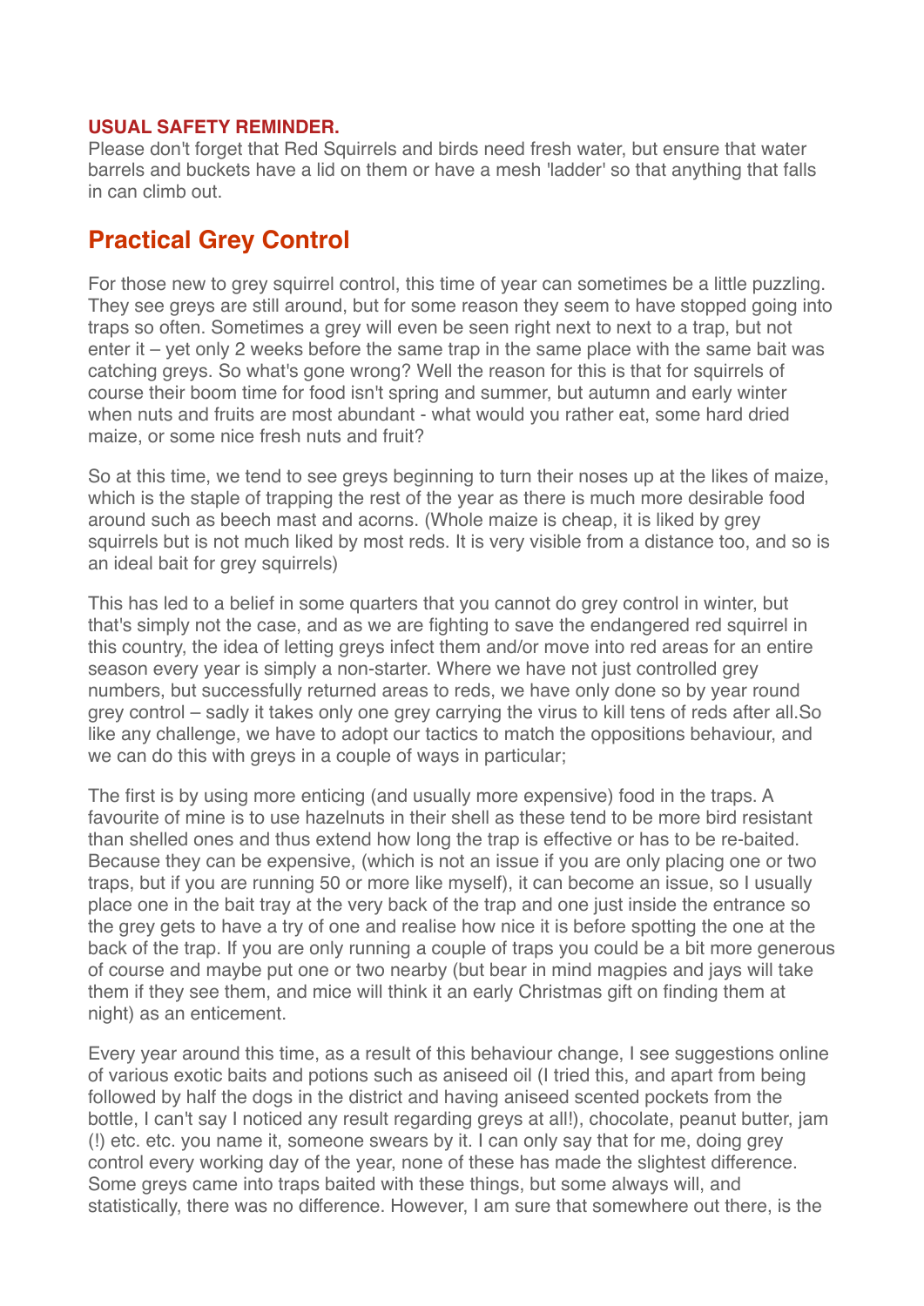**USUAL SAFETY REMINDER.**

Please don't forget that Red Squirrels and birds need fresh water, but ensure that water barrels and buckets have a lid on them or have a mesh 'ladder' so that anything that falls in can climb out.

## Practical Grey Control

For those new to grey squirrel control, this time of year can sometimes be a little puzzling. They see greys are still around, but for some reason they seem to have stopped going into traps so often. Sometimes a grey will even be seen right next to next to a trap, but not enter it – yet only 2 weeks before the same trap in the same place with the same bait was catching greys. So what's gone wrong? Well the reason for this is that for squirrels of course their boom time for food isn't spring and summer, but autumn and early winter when nuts and fruits are most abundant - what would you rather eat, some hard dried maize, or some nice fresh nuts and fruit?

So at this time, we tend to see greys beginning to turn their noses up at the likes of maize, which is the staple of trapping the rest of the year as there is much more desirable food around such as beech mast and acorns. (Whole maize is cheap, it is liked by grey squirrels but is not much liked by most reds. It is very visible from a distance too, and so is an ideal bait for grey squirrels)

This has led to a belief in some quarters that you cannot do grey control in winter, but that's simply not the case, and as we are fighting to save the endangered red squirrel in this country, the idea of letting greys infect them and/or move into red areas for an entire season every year is simply a non-starter. Where we have not just controlled grey numbers, but successfully returned areas to reds, we have only done so by year round grey control – sadly it takes only one grey carrying the virus to kill tens of reds after all.So like any challenge, we have to adopt our tactics to match the oppositions behaviour, and we can do this with greys in a couple of ways in particular;

The first is by using more enticing (and usually more expensive) food in the traps. A favourite of mine is to use hazelnuts in their shell as these tend to be more bird resistant than shelled ones and thus extend how long the trap is effective or has to be re-baited. Because they can be expensive, (which is not an issue if you are only placing one or two traps, but if you are running 50 or more like myself), it can become an issue, so I usually place one in the bait tray at the very back of the trap and one just inside the entrance so the grey gets to have a try of one and realise how nice it is before spotting the one at the back of the trap. If you are only running a couple of traps you could be a bit more generous of course and maybe put one or two nearby (but bear in mind magpies and jays will take them if they see them, and mice will think it an early Christmas gift on finding them at night) as an enticement.

Every year around this time, as a result of this behaviour change, I see suggestions online of various exotic baits and potions such as aniseed oil (I tried this, and apart from being followed by half the dogs in the district and having aniseed scented pockets from the bottle, I can't say I noticed any result regarding greys at all!), chocolate, peanut butter, jam (!) etc. etc. you name it, someone swears by it. I can only say that for me, doing grey control every working day of the year, none of these has made the slightest difference. Some greys came into traps baited with these things, but some always will, and statistically, there was no difference. However, I am sure that somewhere out there, is the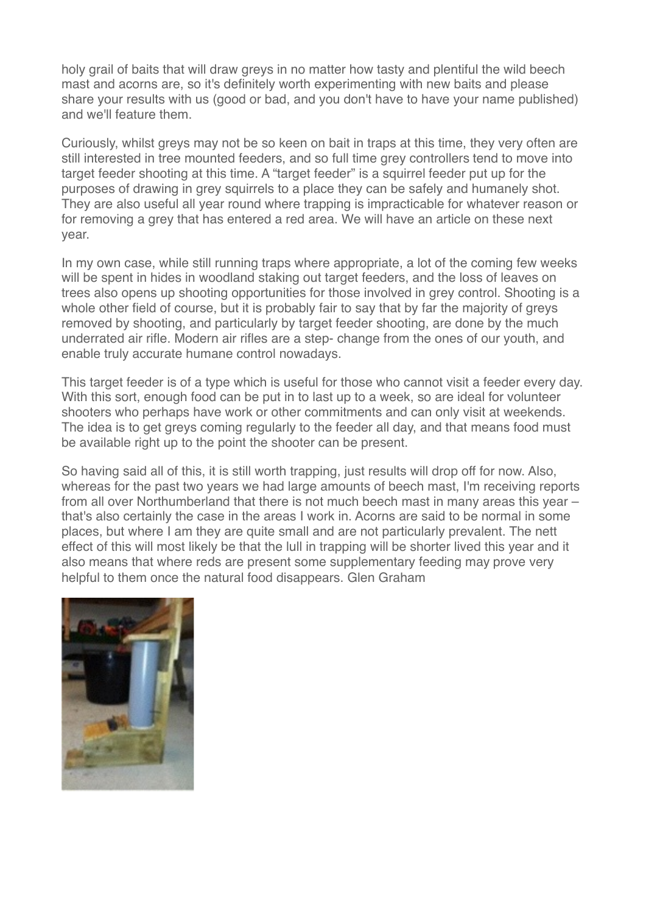holy grail of baits that will draw greys in no matter how tasty and plentiful the wild beech mast and acorns are, so it's definitely worth experimenting with new baits and please share your results with us (good or bad, and you don't have to have your name published) and we'll feature them.

Curiously, whilst greys may not be so keen on bait in traps at this time, they very often are still interested in tree mounted feeders, and so full time grey controllers tend to move into target feeder shooting at this time. A "target feeder" is a squirrel feeder put up for the purposes of drawing in grey squirrels to a place they can be safely and humanely shot. They are also useful all year round where trapping is impracticable for whatever reason or for removing a grey that has entered a red area. We will have an article on these next year.

In my own case, while still running traps where appropriate, a lot of the coming few weeks will be spent in hides in woodland staking out target feeders, and the loss of leaves on trees also opens up shooting opportunities for those involved in grey control. Shooting is a whole other field of course, but it is probably fair to say that by far the majority of greys removed by shooting, and particularly by target feeder shooting, are done by the much underrated air rifle. Modern air rifles are a step- change from the ones of our youth, and enable truly accurate humane control nowadays.

This target feeder is of a type which is useful for those who cannot visit a feeder every day. With this sort, enough food can be put in to last up to a week, so are ideal for volunteer shooters who perhaps have work or other commitments and can only visit at weekends. The idea is to get greys coming regularly to the feeder all day, and that means food must be available right up to the point the shooter can be present.

So having said all of this, it is still worth trapping, just results will drop off for now. Also, whereas for the past two years we had large amounts of beech mast, I'm receiving reports from all over Northumberland that there is not much beech mast in many areas this year – that's also certainly the case in the areas I work in. Acorns are said to be normal in some places, but where I am they are quite small and are not particularly prevalent. The nett effect of this will most likely be that the lull in trapping will be shorter lived this year and it also means that where reds are present some supplementary feeding may prove very helpful to them once the natural food disappears. Glen Graham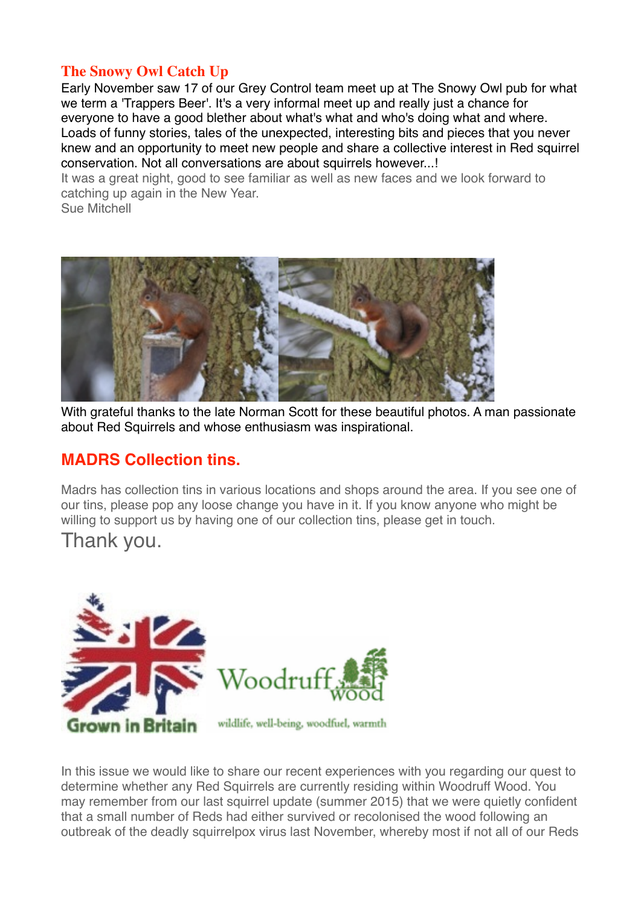## The Snowy Owl Catch Up

Early November saw 17 of our Grey Control team meet up at The Snowy Owl pub for what we term a 'Trappers Beer'. It's a very informal meet up and really just a chance for everyone to have a good blether about what's what and who's doing what and where. Loads of funny stories, tales of the unexpected, interesting bits and pieces that you never knew and an opportunity to meet new people and share a collective interest in Red squirrel conservation. Not all conversations are about squirrels however...!

It was a great night, good to see familiar as well as new faces and we look forward to catching up again in the New Year.

Sue Mitchell

With grateful thanks to the late Norman Scott for these beautiful photos. A man passionate about Red Squirrels and whose enthusiasm was inspirational.

## MADRS Collection tins.

Madrs has collection tins in various locations and shops around the area. If you see one of our tins, please pop any loose change you have in it. If you know anyone who might be willing to support us by having one of our collection tins, please get in touch.

Thank you.

Grown in Britain

Woodruff Wood

wildlife, well-being, woodfuel, warmth

In this issue we would like to share our recent experiences with you regarding our quest to determine whether any Red Squirrels are currently residing within Woodruff Wood. You may remember from our last squirrel update (summer 2015) that we were quietly confident that a small number of Reds had either survived or recolonised the wood following an outbreak of the deadly squirrelpox virus last November, whereby most if not all of our Reds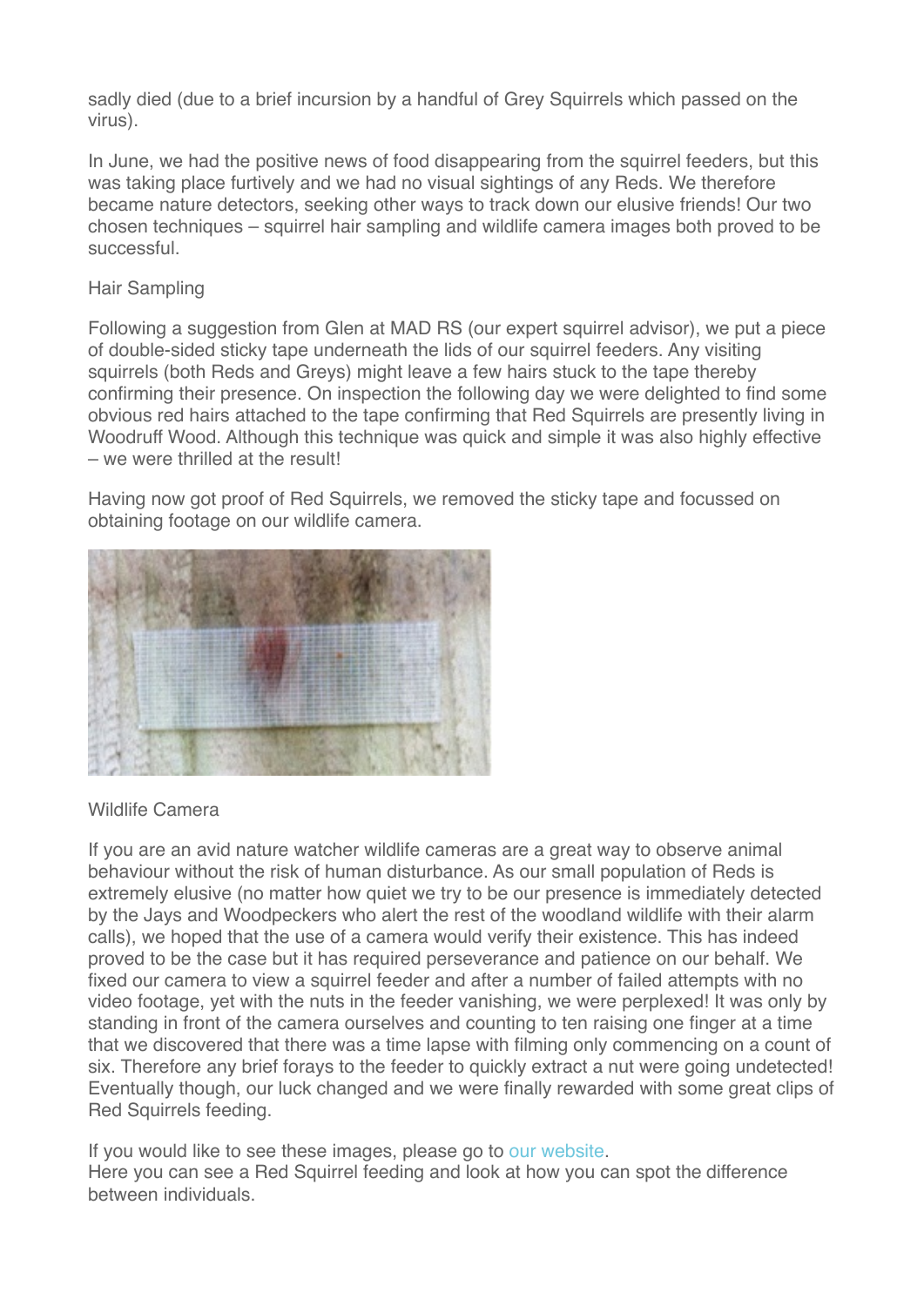sadly died (due to a brief incursion by a handful of Grey Squirrels which passed on the virus).

In June, we had the positive news of food disappearing from the squirrel feeders, but this was taking place furtively and we had no visual sightings of any Reds. We therefore became nature detectors, seeking other ways to track down our elusive friends! Our two chosen techniques – squirrel hair sampling and wildlife camera images both proved to be successful.

Hair Sampling

Following a suggestion from Glen at MAD RS (our expert squirrel advisor), we put a piece of double-sided sticky tape underneath the lids of our squirrel feeders. Any visiting squirrels (both Reds and Greys) might leave a few hairs stuck to the tape thereby confirming their presence. On inspection the following day we were delighted to find some obvious red hairs attached to the tape confirming that Red Squirrels are presently living in Woodruff Wood. Although this technique was quick and simple it was also highly effective – we were thrilled at the result!

Having now got proof of Red Squirrels, we removed the sticky tape and focussed on obtaining footage on our wildlife camera.

Wildlife Camera

If you are an avid nature watcher wildlife cameras are a great way to observe animal behaviour without the risk of human disturbance. As our small population of Reds is extremely elusive (no matter how quiet we try to be our presence is immediately detected by the Jays and Woodpeckers who alert the rest of the woodland wildlife with their alarm calls), we hoped that the use of a camera would verify their existence. This has indeed proved to be the case but it has required perseverance and patience on our behalf. We fixed our camera to view a squirrel feeder and after a number of failed attempts with no video footage, yet with the nuts in the feeder vanishing, we were perplexed! It was only by standing in front of the camera ourselves and counting to ten raising one finger at a time that we discovered that there was a time lapse with filming only commencing on a count of six. Therefore any brief forays to the feeder to quickly extract a nut were going undetected! Eventually though, our luck changed and we were finally rewarded with some great clips of Red Squirrels feeding.

If you would like to see these images, please go to our website.
Here you can see a Red Squirrel feeding and look at how you can spot the difference between individuals.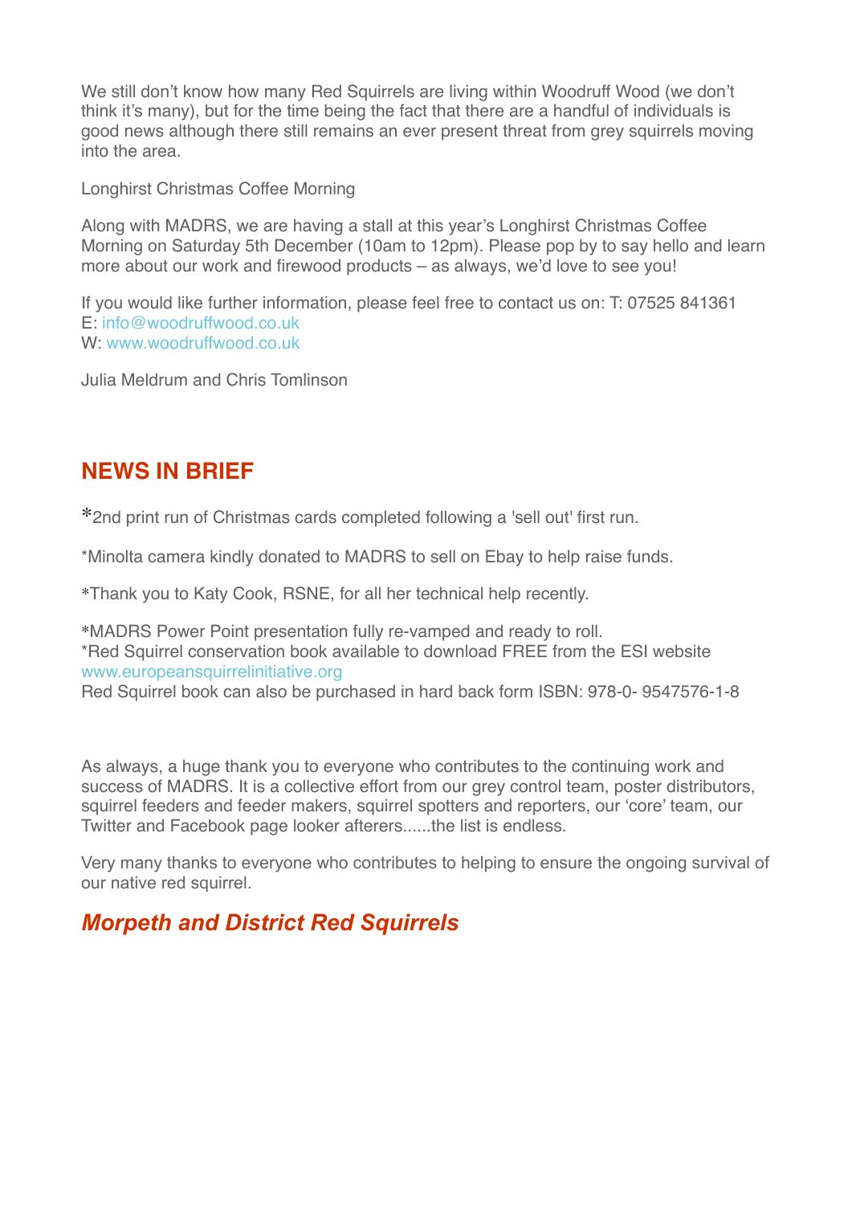We still don't know how many Red Squirrels are living within Woodruff Wood (we don't think it's many), but for the time being the fact that there are a handful of individuals is good news although there still remains an ever present threat from grey squirrels moving into the area.

Longhirst Christmas Coffee Morning

Along with MADRS, we are having a stall at this year's Longhirst Christmas Coffee Morning on Saturday 5th December (10am to 12pm). Please pop by to say hello and learn more about our work and firewood products – as always, we'd love to see you!

If you would like further information, please feel free to contact us on: T: 07525 841361
E: info@woodruffwood.co.uk
W: www.woodruffwood.co.uk

Julia Meldrum and Chris Tomlinson

## NEWS IN BRIEF

*2nd print run of Christmas cards completed following a 'sell out' first run.

*Minolta camera kindly donated to MADRS to sell on Ebay to help raise funds.

*Thank you to Katy Cook, RSNE, for all her technical help recently.

*MADRS Power Point presentation fully re-vamped and ready to roll.
*Red Squirrel conservation book available to download FREE from the ESI website www.europeansquirrelinitiative.org
Red Squirrel book can also be purchased in hard back form ISBN: 978-0- 9547576-1-8

As always, a huge thank you to everyone who contributes to the continuing work and success of MADRS. It is a collective effort from our grey control team, poster distributors, squirrel feeders and feeder makers, squirrel spotters and reporters, our 'core' team, our Twitter and Facebook page looker afterers......the list is endless.

Very many thanks to everyone who contributes to helping to ensure the ongoing survival of our native red squirrel.

***Morpeth and District Red Squirrels***